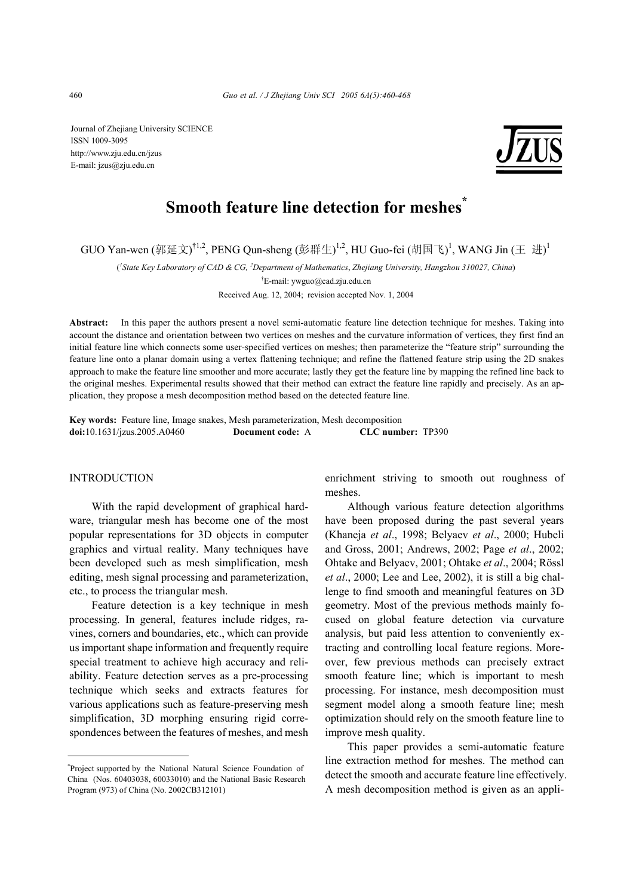Journal of Zhejiang University SCIENCE
ISSN 1009-3095
http://www.zju.edu.cn/jzus
E-mail: jzus@zju.edu.cn

# Smooth feature line detection for meshes[*]

GUO Yan-wen (郭延文)[†1,2], PENG Qun-sheng (彭群生)[1,2], HU Guo-fei (胡国飞)[1], WANG Jin (王 进)[1]

([1]*State Key Laboratory of CAD & CG*, [2]*Department of Mathematics*, *Zhejiang University, Hangzhou 310027, China*)

[†]E-mail: ywguo@cad.zju.edu.cn

Received Aug. 12, 2004; revision accepted Nov. 1, 2004

**Abstract:** In this paper the authors present a novel semi-automatic feature line detection technique for meshes. Taking into account the distance and orientation between two vertices on meshes and the curvature information of vertices, they first find an initial feature line which connects some user-specified vertices on meshes; then parameterize the "feature strip" surrounding the feature line onto a planar domain using a vertex flattening technique; and refine the flattened feature strip using the 2D snakes approach to make the feature line smoother and more accurate; lastly they get the feature line by mapping the refined line back to the original meshes. Experimental results showed that their method can extract the feature line rapidly and precisely. As an application, they propose a mesh decomposition method based on the detected feature line.

**Key words:** Feature line, Image snakes, Mesh parameterization, Mesh decomposition
**doi:**10.1631/jzus.2005.A0460 **Document code:** A **CLC number:** TP390

## INTRODUCTION

With the rapid development of graphical hardware, triangular mesh has become one of the most popular representations for 3D objects in computer graphics and virtual reality. Many techniques have been developed such as mesh simplification, mesh editing, mesh signal processing and parameterization, etc., to process the triangular mesh.

Feature detection is a key technique in mesh processing. In general, features include ridges, ravines, corners and boundaries, etc., which can provide us important shape information and frequently require special treatment to achieve high accuracy and reliability. Feature detection serves as a pre-processing technique which seeks and extracts features for various applications such as feature-preserving mesh simplification, 3D morphing ensuring rigid correspondences between the features of meshes, and mesh enrichment striving to smooth out roughness of meshes.

Although various feature detection algorithms have been proposed during the past several years (Khaneja *et al*., 1998; Belyaev *et al*., 2000; Hubeli and Gross, 2001; Andrews, 2002; Page *et al*., 2002; Ohtake and Belyaev, 2001; Ohtake *et al*., 2004; Rössl *et al*., 2000; Lee and Lee, 2002), it is still a big challenge to find smooth and meaningful features on 3D geometry. Most of the previous methods mainly focused on global feature detection via curvature analysis, but paid less attention to conveniently extracting and controlling local feature regions. Moreover, few previous methods can precisely extract smooth feature line; which is important to mesh processing. For instance, mesh decomposition must segment model along a smooth feature line; mesh optimization should rely on the smooth feature line to improve mesh quality.

This paper provides a semi-automatic feature line extraction method for meshes. The method can detect the smooth and accurate feature line effectively. A mesh decomposition method is given as an appli-

---

[*]Project supported by the National Natural Science Foundation of China (Nos. 60403038, 60033010) and the National Basic Research Program (973) of China (No. 2002CB312101)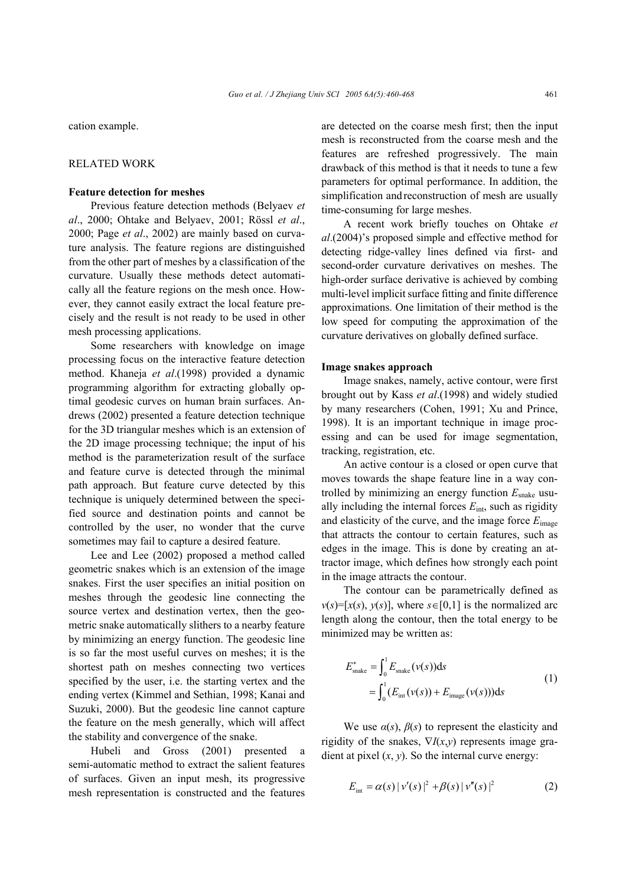cation example.

## RELATED WORK

### Feature detection for meshes

Previous feature detection methods (Belyaev *et al*., 2000; Ohtake and Belyaev, 2001; Rössl *et al*., 2000; Page *et al*., 2002) are mainly based on curvature analysis. The feature regions are distinguished from the other part of meshes by a classification of the curvature. Usually these methods detect automatically all the feature regions on the mesh once. However, they cannot easily extract the local feature precisely and the result is not ready to be used in other mesh processing applications.

Some researchers with knowledge on image processing focus on the interactive feature detection method. Khaneja *et al*.(1998) provided a dynamic programming algorithm for extracting globally optimal geodesic curves on human brain surfaces. Andrews (2002) presented a feature detection technique for the 3D triangular meshes which is an extension of the 2D image processing technique; the input of his method is the parameterization result of the surface and feature curve is detected through the minimal path approach. But feature curve detected by this technique is uniquely determined between the specified source and destination points and cannot be controlled by the user, no wonder that the curve sometimes may fail to capture a desired feature.

Lee and Lee (2002) proposed a method called geometric snakes which is an extension of the image snakes. First the user specifies an initial position on meshes through the geodesic line connecting the source vertex and destination vertex, then the geometric snake automatically slithers to a nearby feature by minimizing an energy function. The geodesic line is so far the most useful curves on meshes; it is the shortest path on meshes connecting two vertices specified by the user, i.e. the starting vertex and the ending vertex (Kimmel and Sethian, 1998; Kanai and Suzuki, 2000). But the geodesic line cannot capture the feature on the mesh generally, which will affect the stability and convergence of the snake.

Hubeli and Gross (2001) presented a semi-automatic method to extract the salient features of surfaces. Given an input mesh, its progressive mesh representation is constructed and the features are detected on the coarse mesh first; then the input mesh is reconstructed from the coarse mesh and the features are refreshed progressively. The main drawback of this method is that it needs to tune a few parameters for optimal performance. In addition, the simplification and reconstruction of mesh are usually time-consuming for large meshes.

A recent work briefly touches on Ohtake *et al*.(2004)'s proposed simple and effective method for detecting ridge-valley lines defined via first- and second-order curvature derivatives on meshes. The high-order surface derivative is achieved by combing multi-level implicit surface fitting and finite difference approximations. One limitation of their method is the low speed for computing the approximation of the curvature derivatives on globally defined surface.

### Image snakes approach

Image snakes, namely, active contour, were first brought out by Kass *et al*.(1998) and widely studied by many researchers (Cohen, 1991; Xu and Prince, 1998). It is an important technique in image processing and can be used for image segmentation, tracking, registration, etc.

An active contour is a closed or open curve that moves towards the shape feature line in a way controlled by minimizing an energy function $E_{\text{snake}}$ usually including the internal forces $E_{\text{int}}$, such as rigidity and elasticity of the curve, and the image force $E_{\text{image}}$ that attracts the contour to certain features, such as edges in the image. This is done by creating an attractor image, which defines how strongly each point in the image attracts the contour.

The contour can be parametrically defined as $v(s)=[x(s), y(s)]$, where $s\in[0,1]$ is the normalized arc length along the contour, then the total energy to be minimized may be written as:

$$
\begin{aligned}
E^{*}_{\text{snake}} &= \int_0^1 E_{\text{snake}}(v(s))\mathrm{d}s \\
&= \int_0^1 (E_{\text{int}}(v(s)) + E_{\text{image}}(v(s)))\mathrm{d}s
\end{aligned}
\tag{1}
$$

We use $\alpha(s)$, $\beta(s)$ to represent the elasticity and rigidity of the snakes, $\nabla I(x,y)$ represents image gradient at pixel $(x, y)$. So the internal curve energy:

$$
E_{\text{int}} = \alpha(s)\,|\,v'(s)\,|^2 + \beta(s)\,|\,v''(s)\,|^2 \tag{2}
$$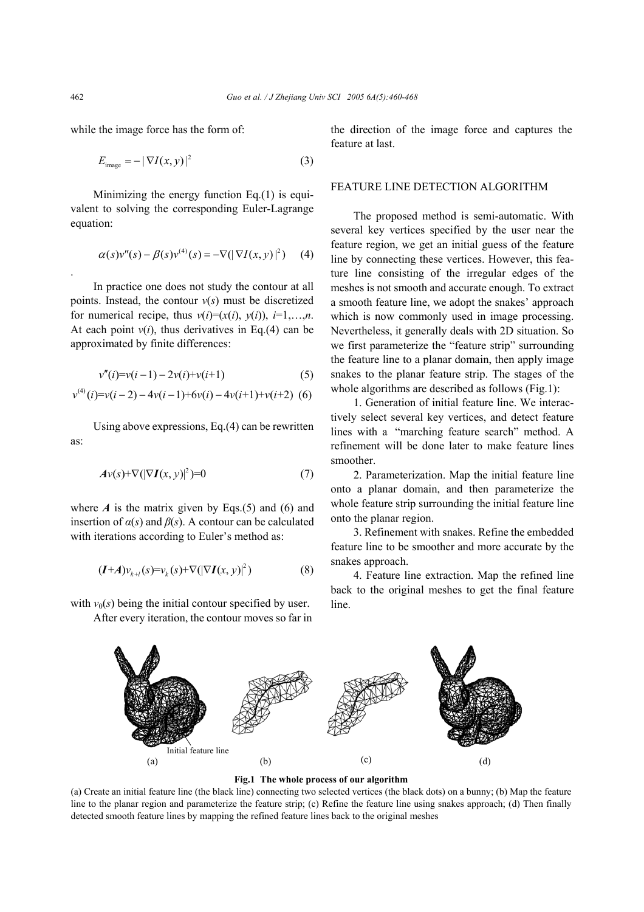while the image force has the form of:

$$E_{\text{image}} = -|\nabla I(x, y)|^2 \tag{3}$$

Minimizing the energy function Eq.(1) is equivalent to solving the corresponding Euler-Lagrange equation:

$$\alpha(s)v''(s) - \beta(s)v^{(4)}(s) = -\nabla(|\nabla I(x, y)|^2) \tag{4}$$

.

In practice one does not study the contour at all points. Instead, the contour $v(s)$ must be discretized for numerical recipe, thus $v(i)=(x(i), y(i))$, $i=1,\ldots,n$. At each point $v(i)$, thus derivatives in Eq.(4) can be approximated by finite differences:

$$v''(i)=v(i-1)-2v(i)+v(i+1) \tag{5}$$

$$v^{(4)}(i)=v(i-2)-4v(i-1)+6v(i)-4v(i+1)+v(i+2) \tag{6}$$

Using above expressions, Eq.(4) can be rewritten as:

$$\boldsymbol{A}v(s)+\nabla(|\nabla \boldsymbol{I}(x, y)|^2)=0 \tag{7}$$

where $\boldsymbol{A}$ is the matrix given by Eqs.(5) and (6) and insertion of $\alpha(s)$ and $\beta(s)$. A contour can be calculated with iterations according to Euler's method as:

$$(\boldsymbol{I}+\boldsymbol{A})v_{k+l}(s)=v_k(s)+\nabla(|\nabla \boldsymbol{I}(x, y)|^2) \tag{8}$$

with $v_0(s)$ being the initial contour specified by user.

After every iteration, the contour moves so far in the direction of the image force and captures the feature at last.

## FEATURE LINE DETECTION ALGORITHM

The proposed method is semi-automatic. With several key vertices specified by the user near the feature region, we get an initial guess of the feature line by connecting these vertices. However, this feature line consisting of the irregular edges of the meshes is not smooth and accurate enough. To extract a smooth feature line, we adopt the snakes' approach which is now commonly used in image processing. Nevertheless, it generally deals with 2D situation. So we first parameterize the "feature strip" surrounding the feature line to a planar domain, then apply image snakes to the planar feature strip. The stages of the whole algorithms are described as follows (Fig.1):

1. Generation of initial feature line. We interactively select several key vertices, and detect feature lines with a "marching feature search" method. A refinement will be done later to make feature lines smoother.

2. Parameterization. Map the initial feature line onto a planar domain, and then parameterize the whole feature strip surrounding the initial feature line onto the planar region.

3. Refinement with snakes. Refine the embedded feature line to be smoother and more accurate by the snakes approach.

4. Feature line extraction. Map the refined line back to the original meshes to get the final feature line.

**Fig.1 The whole process of our algorithm**

(a) Create an initial feature line (the black line) connecting two selected vertices (the black dots) on a bunny; (b) Map the feature line to the planar region and parameterize the feature strip; (c) Refine the feature line using snakes approach; (d) Then finally detected smooth feature lines by mapping the refined feature lines back to the original meshes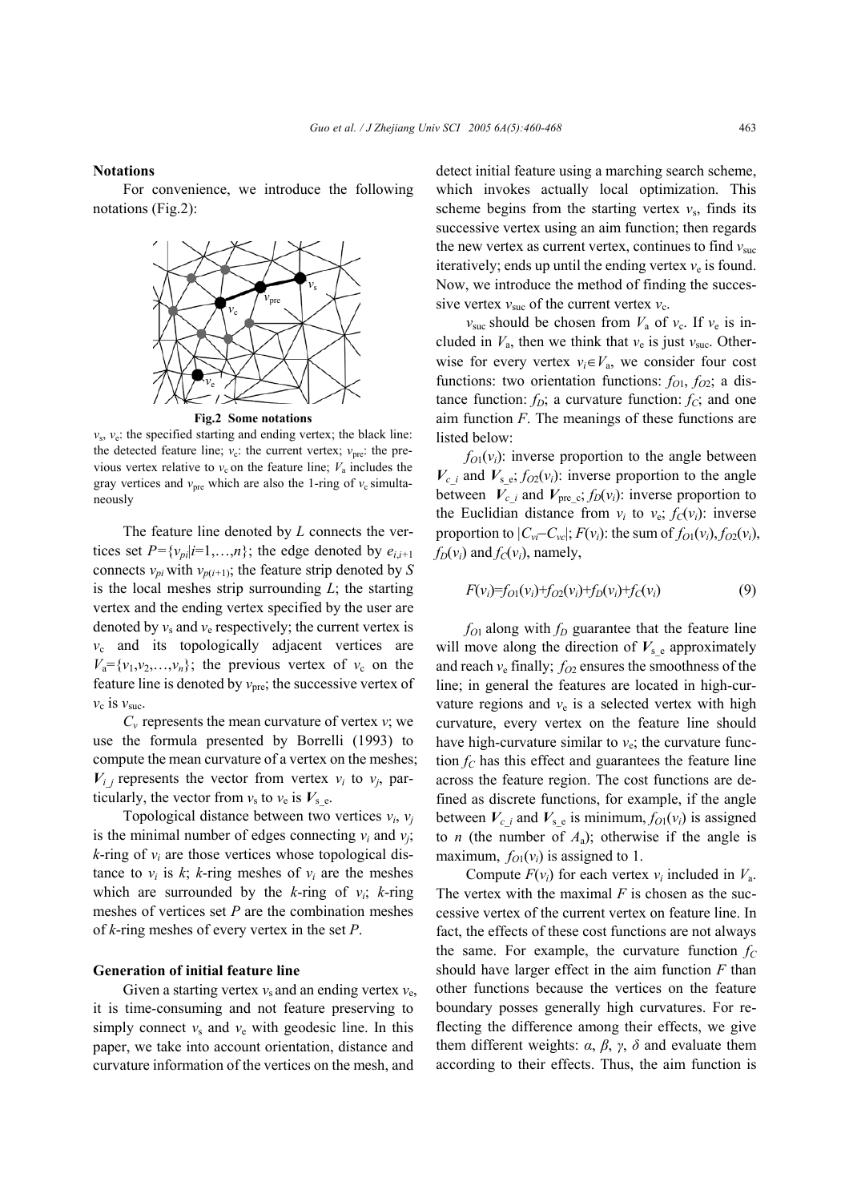**Notations**

For convenience, we introduce the following notations (Fig.2):

**Fig.2 Some notations**

$v_s$, $v_e$: the specified starting and ending vertex; the black line: the detected feature line; $v_c$: the current vertex; $v_{pre}$: the previous vertex relative to $v_c$ on the feature line; $V_a$ includes the gray vertices and $v_{pre}$ which are also the 1-ring of $v_c$ simultaneously

The feature line denoted by $L$ connects the vertices set $P=\{v_{pi}|i=1,\ldots,n\}$; the edge denoted by $e_{i,i+1}$ connects $v_{pi}$ with $v_{p(i+1)}$; the feature strip denoted by $S$ is the local meshes strip surrounding $L$; the starting vertex and the ending vertex specified by the user are denoted by $v_s$ and $v_e$ respectively; the current vertex is $v_c$ and its topologically adjacent vertices are $V_a=\{v_1,v_2,\ldots,v_n\}$; the previous vertex of $v_c$ on the feature line is denoted by $v_{pre}$; the successive vertex of $v_c$ is $v_{suc}$.

$C_v$ represents the mean curvature of vertex $v$; we use the formula presented by Borrelli (1993) to compute the mean curvature of a vertex on the meshes; $\boldsymbol{V}_{i\_j}$ represents the vector from vertex $v_i$ to $v_j$, particularly, the vector from $v_s$ to $v_e$ is $\boldsymbol{V}_{s\_e}$.

Topological distance between two vertices $v_i$, $v_j$ is the minimal number of edges connecting $v_i$ and $v_j$; $k$-ring of $v_i$ are those vertices whose topological distance to $v_i$ is $k$; $k$-ring meshes of $v_i$ are the meshes which are surrounded by the $k$-ring of $v_i$; $k$-ring meshes of vertices set $P$ are the combination meshes of $k$-ring meshes of every vertex in the set $P$.

**Generation of initial feature line**

Given a starting vertex $v_s$ and an ending vertex $v_e$, it is time-consuming and not feature preserving to simply connect $v_s$ and $v_e$ with geodesic line. In this paper, we take into account orientation, distance and curvature information of the vertices on the mesh, and detect initial feature using a marching search scheme, which invokes actually local optimization. This scheme begins from the starting vertex $v_s$, finds its successive vertex using an aim function; then regards the new vertex as current vertex, continues to find $v_{suc}$ iteratively; ends up until the ending vertex $v_e$ is found. Now, we introduce the method of finding the successive vertex $v_{suc}$ of the current vertex $v_c$.

$v_{suc}$ should be chosen from $V_a$ of $v_c$. If $v_e$ is included in $V_a$, then we think that $v_e$ is just $v_{suc}$. Otherwise for every vertex $v_i \in V_a$, we consider four cost functions: two orientation functions: $f_{O1}$, $f_{O2}$; a distance function: $f_D$; a curvature function: $f_C$; and one aim function $F$. The meanings of these functions are listed below:

$f_{O1}(v_i)$: inverse proportion to the angle between $\boldsymbol{V}_{c\_i}$ and $\boldsymbol{V}_{s\_e}$; $f_{O2}(v_i)$: inverse proportion to the angle between $\boldsymbol{V}_{c\_i}$ and $\boldsymbol{V}_{pre\_c}$; $f_D(v_i)$: inverse proportion to the Euclidian distance from $v_i$ to $v_e$; $f_C(v_i)$: inverse proportion to $|C_{vi}-C_{vc}|$; $F(v_i)$: the sum of $f_{O1}(v_i)$, $f_{O2}(v_i)$, $f_D(v_i)$ and $f_C(v_i)$, namely,

$$F(v_i)=f_{O1}(v_i)+f_{O2}(v_i)+f_D(v_i)+f_C(v_i) \tag{9}$$

$f_{O1}$ along with $f_D$ guarantee that the feature line will move along the direction of $\boldsymbol{V}_{s\_e}$ approximately and reach $v_e$ finally; $f_{O2}$ ensures the smoothness of the line; in general the features are located in high-curvature regions and $v_e$ is a selected vertex with high curvature, every vertex on the feature line should have high-curvature similar to $v_e$; the curvature function $f_C$ has this effect and guarantees the feature line across the feature region. The cost functions are defined as discrete functions, for example, if the angle between $\boldsymbol{V}_{c\_i}$ and $\boldsymbol{V}_{s\_e}$ is minimum, $f_{O1}(v_i)$ is assigned to $n$ (the number of $A_a$); otherwise if the angle is maximum, $f_{O1}(v_i)$ is assigned to 1.

Compute $F(v_i)$ for each vertex $v_i$ included in $V_a$. The vertex with the maximal $F$ is chosen as the successive vertex of the current vertex on feature line. In fact, the effects of these cost functions are not always the same. For example, the curvature function $f_C$ should have larger effect in the aim function $F$ than other functions because the vertices on the feature boundary posses generally high curvatures. For reflecting the difference among their effects, we give them different weights: $\alpha$, $\beta$, $\gamma$, $\delta$ and evaluate them according to their effects. Thus, the aim function is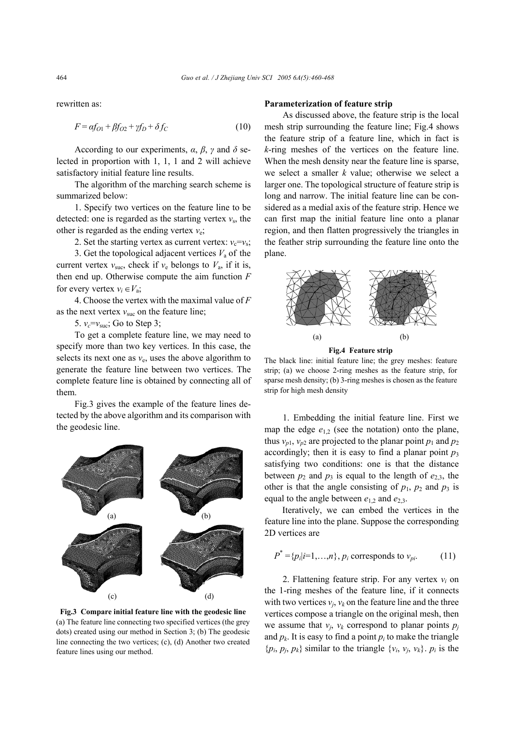rewritten as:

$$F = \alpha f_{O1} + \beta f_{O2} + \gamma f_D + \delta f_C \tag{10}$$

According to our experiments, $\alpha$, $\beta$, $\gamma$ and $\delta$ selected in proportion with 1, 1, 1 and 2 will achieve satisfactory initial feature line results.

The algorithm of the marching search scheme is summarized below:

1. Specify two vertices on the feature line to be detected: one is regarded as the starting vertex $v_s$, the other is regarded as the ending vertex $v_e$;

2. Set the starting vertex as current vertex: $v_c=v_s$;

3. Get the topological adjacent vertices $V_a$ of the current vertex $v_{suc}$, check if $v_e$ belongs to $V_a$, if it is, then end up. Otherwise compute the aim function $F$ for every vertex $v_i \in V_a$;

4. Choose the vertex with the maximal value of $F$ as the next vertex $v_{suc}$ on the feature line;

5. $v_c=v_{suc}$; Go to Step 3;

To get a complete feature line, we may need to specify more than two key vertices. In this case, the selects its next one as $v_e$, uses the above algorithm to generate the feature line between two vertices. The complete feature line is obtained by connecting all of them.

Fig.3 gives the example of the feature lines detected by the above algorithm and its comparison with the geodesic line.

**Fig.3 Compare initial feature line with the geodesic line**
(a) The feature line connecting two specified vertices (the grey dots) created using our method in Section 3; (b) The geodesic line connecting the two vertices; (c), (d) Another two created feature lines using our method.

**Parameterization of feature strip**

As discussed above, the feature strip is the local mesh strip surrounding the feature line; Fig.4 shows the feature strip of a feature line, which in fact is $k$-ring meshes of the vertices on the feature line. When the mesh density near the feature line is sparse, we select a smaller $k$ value; otherwise we select a larger one. The topological structure of feature strip is long and narrow. The initial feature line can be considered as a medial axis of the feature strip. Hence we can first map the initial feature line onto a planar region, and then flatten progressively the triangles in the feather strip surrounding the feature line onto the plane.

**Fig.4 Feature strip**
The black line: initial feature line; the grey meshes: feature strip; (a) we choose 2-ring meshes as the feature strip, for sparse mesh density; (b) 3-ring meshes is chosen as the feature strip for high mesh density

1. Embedding the initial feature line. First we map the edge $e_{1,2}$ (see the notation) onto the plane, thus $v_{p1}$, $v_{p2}$ are projected to the planar point $p_1$ and $p_2$ accordingly; then it is easy to find a planar point $p_3$ satisfying two conditions: one is that the distance between $p_2$ and $p_3$ is equal to the length of $e_{2,3}$, the other is that the angle consisting of $p_1$, $p_2$ and $p_3$ is equal to the angle between $e_{1,2}$ and $e_{2,3}$.

Iteratively, we can embed the vertices in the feature line into the plane. Suppose the corresponding 2D vertices are

$$P^* = \{p_i | i=1,\ldots,n\},\ p_i \text{ corresponds to } v_{pi}. \tag{11}$$

2. Flattening feature strip. For any vertex $v_i$ on the 1-ring meshes of the feature line, if it connects with two vertices $v_j$, $v_k$ on the feature line and the three vertices compose a triangle on the original mesh, then we assume that $v_j$, $v_k$ correspond to planar points $p_j$ and $p_k$. It is easy to find a point $p_i$ to make the triangle $\{p_i, p_j, p_k\}$ similar to the triangle $\{v_i, v_j, v_k\}$. $p_i$ is the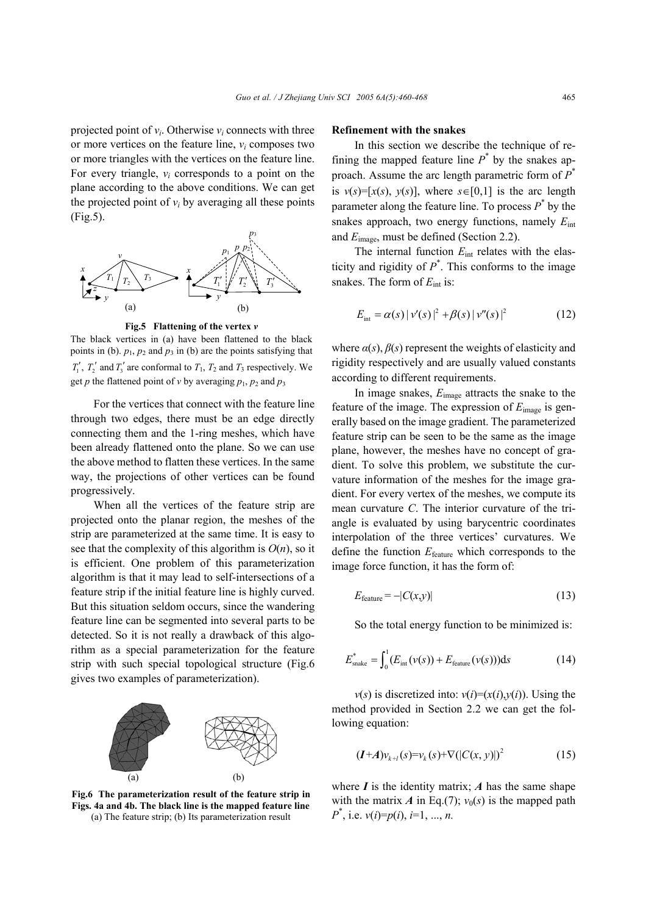projected point of $v_i$. Otherwise $v_i$ connects with three or more vertices on the feature line, $v_i$ composes two or more triangles with the vertices on the feature line. For every triangle, $v_i$ corresponds to a point on the plane according to the above conditions. We can get the projected point of $v_i$ by averaging all these points (Fig.5).

**Fig.5 Flattening of the vertex *v***

The black vertices in (a) have been flattened to the black points in (b). $p_1$, $p_2$ and $p_3$ in (b) are the points satisfying that $T_1'$, $T_2'$ and $T_3'$ are conformal to $T_1$, $T_2$ and $T_3$ respectively. We get $p$ the flattened point of $v$ by averaging $p_1$, $p_2$ and $p_3$

For the vertices that connect with the feature line through two edges, there must be an edge directly connecting them and the 1-ring meshes, which have been already flattened onto the plane. So we can use the above method to flatten these vertices. In the same way, the projections of other vertices can be found progressively.

When all the vertices of the feature strip are projected onto the planar region, the meshes of the strip are parameterized at the same time. It is easy to see that the complexity of this algorithm is $O(n)$, so it is efficient. One problem of this parameterization algorithm is that it may lead to self-intersections of a feature strip if the initial feature line is highly curved. But this situation seldom occurs, since the wandering feature line can be segmented into several parts to be detected. So it is not really a drawback of this algorithm as a special parameterization for the feature strip with such special topological structure (Fig.6 gives two examples of parameterization).

**Fig.6 The parameterization result of the feature strip in Figs. 4a and 4b. The black line is the mapped feature line**
(a) The feature strip; (b) Its parameterization result

**Refinement with the snakes**

In this section we describe the technique of refining the mapped feature line $P^*$ by the snakes approach. Assume the arc length parametric form of $P^*$ is $v(s)=[x(s), y(s)]$, where $s\in[0,1]$ is the arc length parameter along the feature line. To process $P^*$ by the snakes approach, two energy functions, namely $E_{\text{int}}$ and $E_{\text{image}}$, must be defined (Section 2.2).

The internal function $E_{\text{int}}$ relates with the elasticity and rigidity of $P^*$. This conforms to the image snakes. The form of $E_{\text{int}}$ is:

$$E_{\text{int}} = \alpha(s)\,|\,v'(s)\,|^2 + \beta(s)\,|\,v''(s)\,|^2 \tag{12}$$

where $\alpha(s)$, $\beta(s)$ represent the weights of elasticity and rigidity respectively and are usually valued constants according to different requirements.

In image snakes, $E_{\text{image}}$ attracts the snake to the feature of the image. The expression of $E_{\text{image}}$ is generally based on the image gradient. The parameterized feature strip can be seen to be the same as the image plane, however, the meshes have no concept of gradient. To solve this problem, we substitute the curvature information of the meshes for the image gradient. For every vertex of the meshes, we compute its mean curvature $C$. The interior curvature of the triangle is evaluated by using barycentric coordinates interpolation of the three vertices' curvatures. We define the function $E_{\text{feature}}$ which corresponds to the image force function, it has the form of:

$$E_{\text{feature}} = -|C(x,y)| \tag{13}$$

So the total energy function to be minimized is:

$$E^*_{\text{snake}} = \int_0^1 (E_{\text{int}}(v(s)) + E_{\text{feature}}(v(s)))\text{d}s \tag{14}$$

$v(s)$ is discretized into: $v(i)=(x(i),y(i))$. Using the method provided in Section 2.2 we can get the following equation:

$$(\boldsymbol{I}+\boldsymbol{A})v_{k+1}(s)=v_k(s)+\nabla(|C(x, y)|)^2 \tag{15}$$

where $\boldsymbol{I}$ is the identity matrix; $\boldsymbol{A}$ has the same shape with the matrix $\boldsymbol{A}$ in Eq.(7); $v_0(s)$ is the mapped path $P^*$, i.e. $v(i)=p(i)$, $i=1, ..., n$.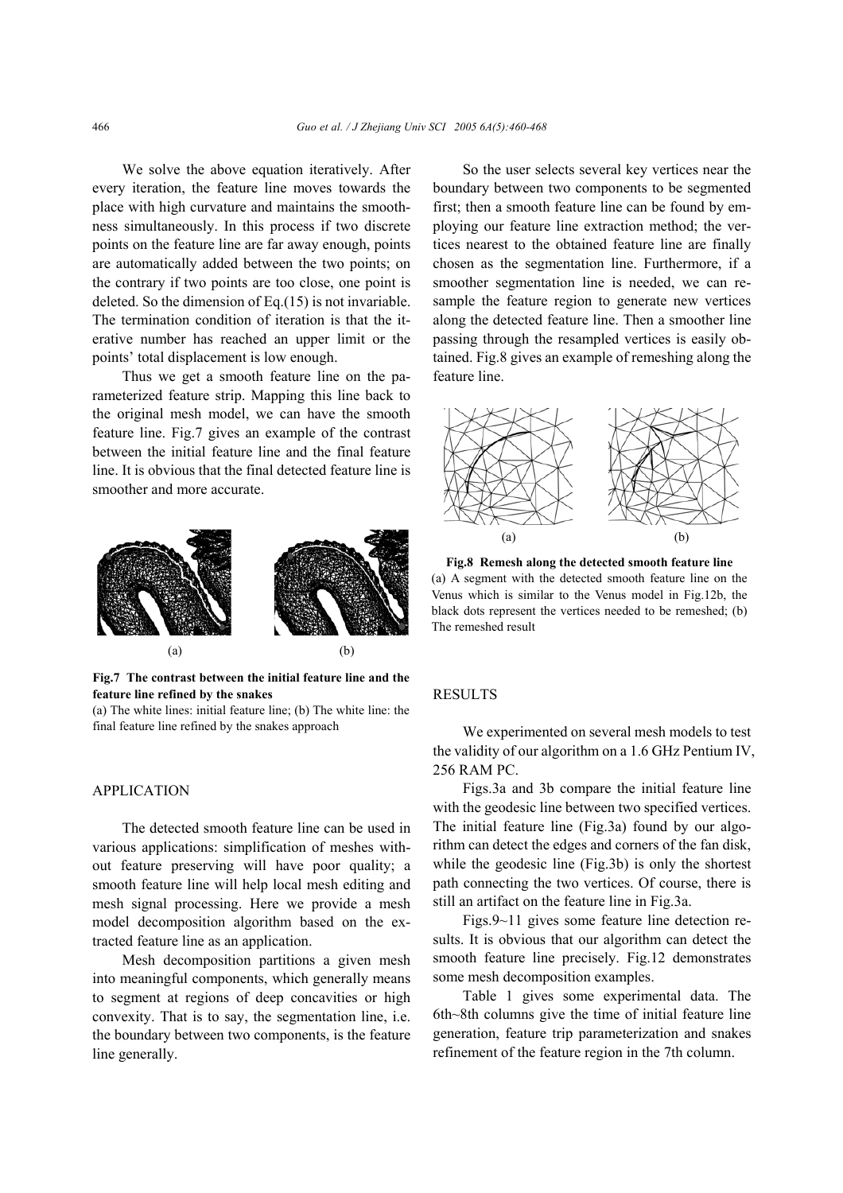We solve the above equation iteratively. After every iteration, the feature line moves towards the place with high curvature and maintains the smoothness simultaneously. In this process if two discrete points on the feature line are far away enough, points are automatically added between the two points; on the contrary if two points are too close, one point is deleted. So the dimension of Eq.(15) is not invariable. The termination condition of iteration is that the iterative number has reached an upper limit or the points' total displacement is low enough.

Thus we get a smooth feature line on the parameterized feature strip. Mapping this line back to the original mesh model, we can have the smooth feature line. Fig.7 gives an example of the contrast between the initial feature line and the final feature line. It is obvious that the final detected feature line is smoother and more accurate.

**Fig.7 The contrast between the initial feature line and the feature line refined by the snakes**
(a) The white lines: initial feature line; (b) The white line: the final feature line refined by the snakes approach

## APPLICATION

The detected smooth feature line can be used in various applications: simplification of meshes without feature preserving will have poor quality; a smooth feature line will help local mesh editing and mesh signal processing. Here we provide a mesh model decomposition algorithm based on the extracted feature line as an application.

Mesh decomposition partitions a given mesh into meaningful components, which generally means to segment at regions of deep concavities or high convexity. That is to say, the segmentation line, i.e. the boundary between two components, is the feature line generally.

So the user selects several key vertices near the boundary between two components to be segmented first; then a smooth feature line can be found by employing our feature line extraction method; the vertices nearest to the obtained feature line are finally chosen as the segmentation line. Furthermore, if a smoother segmentation line is needed, we can resample the feature region to generate new vertices along the detected feature line. Then a smoother line passing through the resampled vertices is easily obtained. Fig.8 gives an example of remeshing along the feature line.

**Fig.8 Remesh along the detected smooth feature line**
(a) A segment with the detected smooth feature line on the Venus which is similar to the Venus model in Fig.12b, the black dots represent the vertices needed to be remeshed; (b) The remeshed result

## RESULTS

We experimented on several mesh models to test the validity of our algorithm on a 1.6 GHz Pentium IV, 256 RAM PC.

Figs.3a and 3b compare the initial feature line with the geodesic line between two specified vertices. The initial feature line (Fig.3a) found by our algorithm can detect the edges and corners of the fan disk, while the geodesic line (Fig.3b) is only the shortest path connecting the two vertices. Of course, there is still an artifact on the feature line in Fig.3a.

Figs.9~11 gives some feature line detection results. It is obvious that our algorithm can detect the smooth feature line precisely. Fig.12 demonstrates some mesh decomposition examples.

Table 1 gives some experimental data. The 6th~8th columns give the time of initial feature line generation, feature trip parameterization and snakes refinement of the feature region in the 7th column.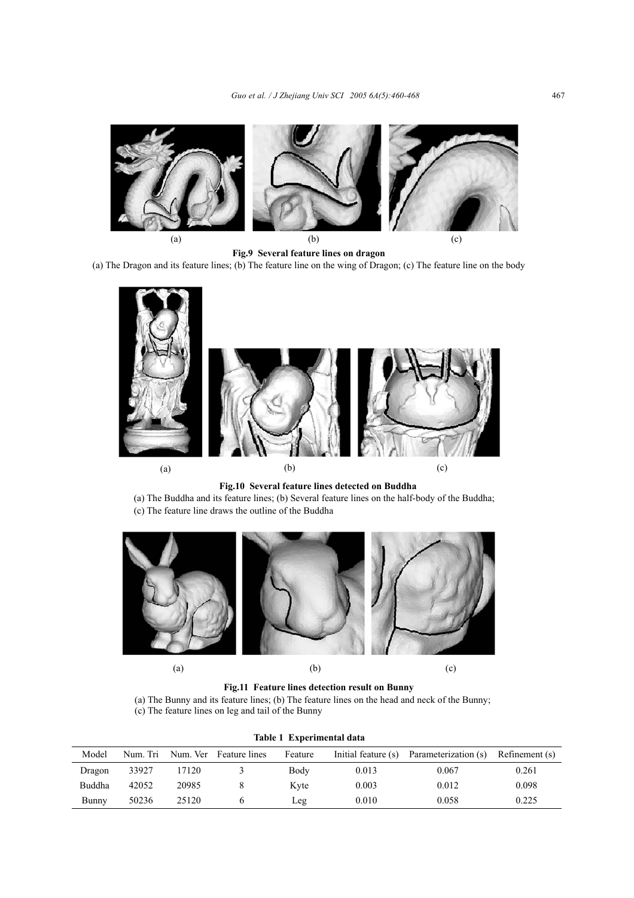(a) (b) (c)

**Fig.9 Several feature lines on dragon**

(a) The Dragon and its feature lines; (b) The feature line on the wing of Dragon; (c) The feature line on the body

(a) (b) (c)

**Fig.10 Several feature lines detected on Buddha**

(a) The Buddha and its feature lines; (b) Several feature lines on the half-body of the Buddha; (c) The feature line draws the outline of the Buddha

(a) (b) (c)

**Fig.11 Feature lines detection result on Bunny**

(a) The Bunny and its feature lines; (b) The feature lines on the head and neck of the Bunny; (c) The feature lines on leg and tail of the Bunny

**Table 1 Experimental data**

| Model | Num. Tri | Num. Ver | Feature lines | Feature | Initial feature (s) | Parameterization (s) | Refinement (s) |
|---|---|---|---|---|---|---|---|
| Dragon | 33927 | 17120 | 3 | Body | 0.013 | 0.067 | 0.261 |
| Buddha | 42052 | 20985 | 8 | Kyte | 0.003 | 0.012 | 0.098 |
| Bunny | 50236 | 25120 | 6 | Leg | 0.010 | 0.058 | 0.225 |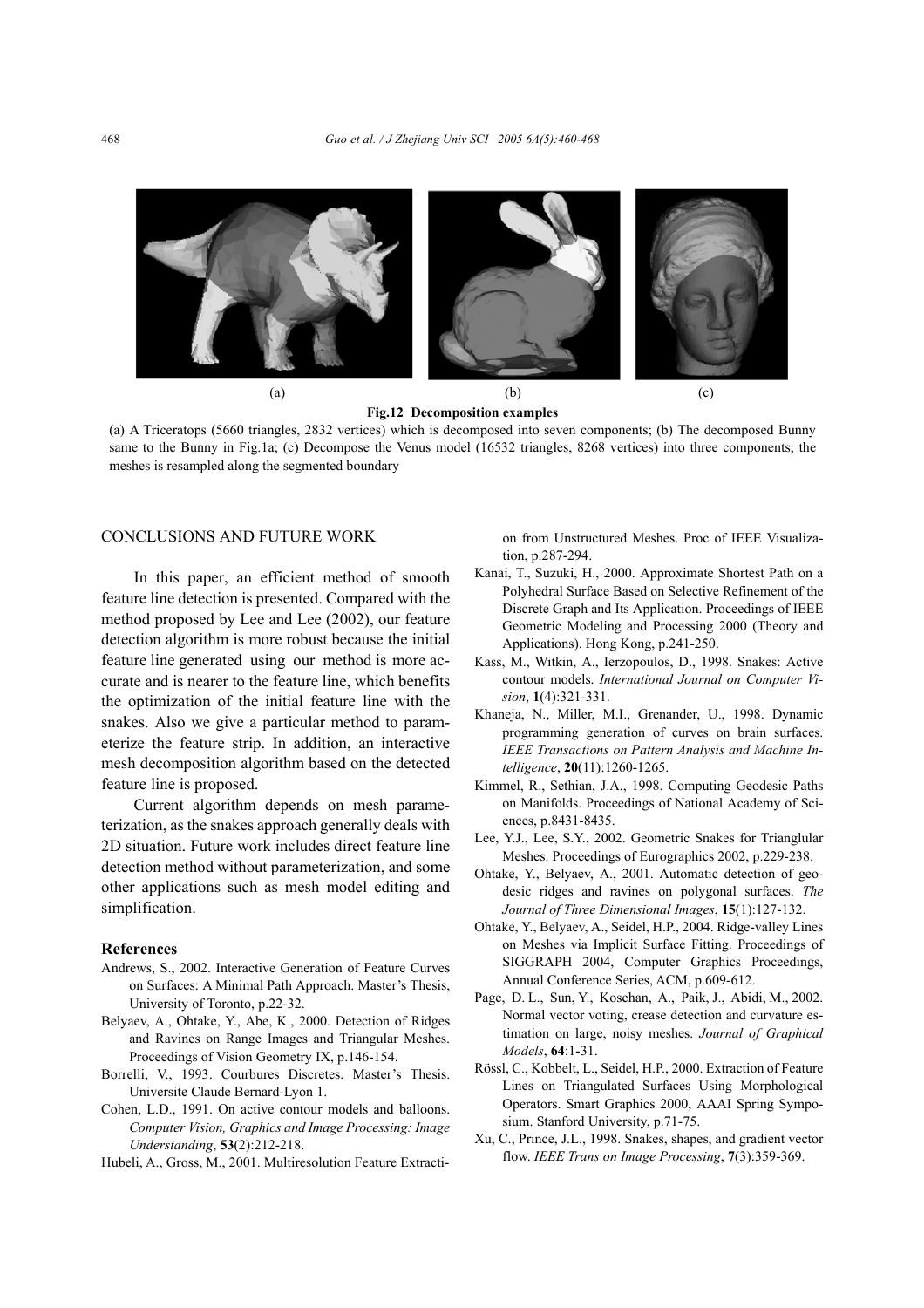(a) (b) (c)

**Fig.12 Decomposition examples**

(a) A Triceratops (5660 triangles, 2832 vertices) which is decomposed into seven components; (b) The decomposed Bunny same to the Bunny in Fig.1a; (c) Decompose the Venus model (16532 triangles, 8268 vertices) into three components, the meshes is resampled along the segmented boundary

## CONCLUSIONS AND FUTURE WORK

In this paper, an efficient method of smooth feature line detection is presented. Compared with the method proposed by Lee and Lee (2002), our feature detection algorithm is more robust because the initial feature line generated using our method is more accurate and is nearer to the feature line, which benefits the optimization of the initial feature line with the snakes. Also we give a particular method to parameterize the feature strip. In addition, an interactive mesh decomposition algorithm based on the detected feature line is proposed.

Current algorithm depends on mesh parameterization, as the snakes approach generally deals with 2D situation. Future work includes direct feature line detection method without parameterization, and some other applications such as mesh model editing and simplification.

### References

Andrews, S., 2002. Interactive Generation of Feature Curves on Surfaces: A Minimal Path Approach. Master's Thesis, University of Toronto, p.22-32.

Belyaev, A., Ohtake, Y., Abe, K., 2000. Detection of Ridges and Ravines on Range Images and Triangular Meshes. Proceedings of Vision Geometry IX, p.146-154.

Borrelli, V., 1993. Courbures Discretes. Master's Thesis. Universite Claude Bernard-Lyon 1.

Cohen, L.D., 1991. On active contour models and balloons. *Computer Vision, Graphics and Image Processing: Image Understanding*, **53**(2):212-218.

Hubeli, A., Gross, M., 2001. Multiresolution Feature Extraction from Unstructured Meshes. Proc of IEEE Visualization, p.287-294.

Kanai, T., Suzuki, H., 2000. Approximate Shortest Path on a Polyhedral Surface Based on Selective Refinement of the Discrete Graph and Its Application. Proceedings of IEEE Geometric Modeling and Processing 2000 (Theory and Applications). Hong Kong, p.241-250.

Kass, M., Witkin, A., Ierzopoulos, D., 1998. Snakes: Active contour models. *International Journal on Computer Vision*, **1**(4):321-331.

Khaneja, N., Miller, M.I., Grenander, U., 1998. Dynamic programming generation of curves on brain surfaces. *IEEE Transactions on Pattern Analysis and Machine Intelligence*, **20**(11):1260-1265.

Kimmel, R., Sethian, J.A., 1998. Computing Geodesic Paths on Manifolds. Proceedings of National Academy of Sciences, p.8431-8435.

Lee, Y.J., Lee, S.Y., 2002. Geometric Snakes for Trianglular Meshes. Proceedings of Eurographics 2002, p.229-238.

Ohtake, Y., Belyaev, A., 2001. Automatic detection of geodesic ridges and ravines on polygonal surfaces. *The Journal of Three Dimensional Images*, **15**(1):127-132.

Ohtake, Y., Belyaev, A., Seidel, H.P., 2004. Ridge-valley Lines on Meshes via Implicit Surface Fitting. Proceedings of SIGGRAPH 2004, Computer Graphics Proceedings, Annual Conference Series, ACM, p.609-612.

Page, D. L., Sun, Y., Koschan, A., Paik, J., Abidi, M., 2002. Normal vector voting, crease detection and curvature estimation on large, noisy meshes. *Journal of Graphical Models*, **64**:1-31.

Rössl, C., Kobbelt, L., Seidel, H.P., 2000. Extraction of Feature Lines on Triangulated Surfaces Using Morphological Operators. Smart Graphics 2000, AAAI Spring Symposium. Stanford University, p.71-75.

Xu, C., Prince, J.L., 1998. Snakes, shapes, and gradient vector flow. *IEEE Trans on Image Processing*, **7**(3):359-369.